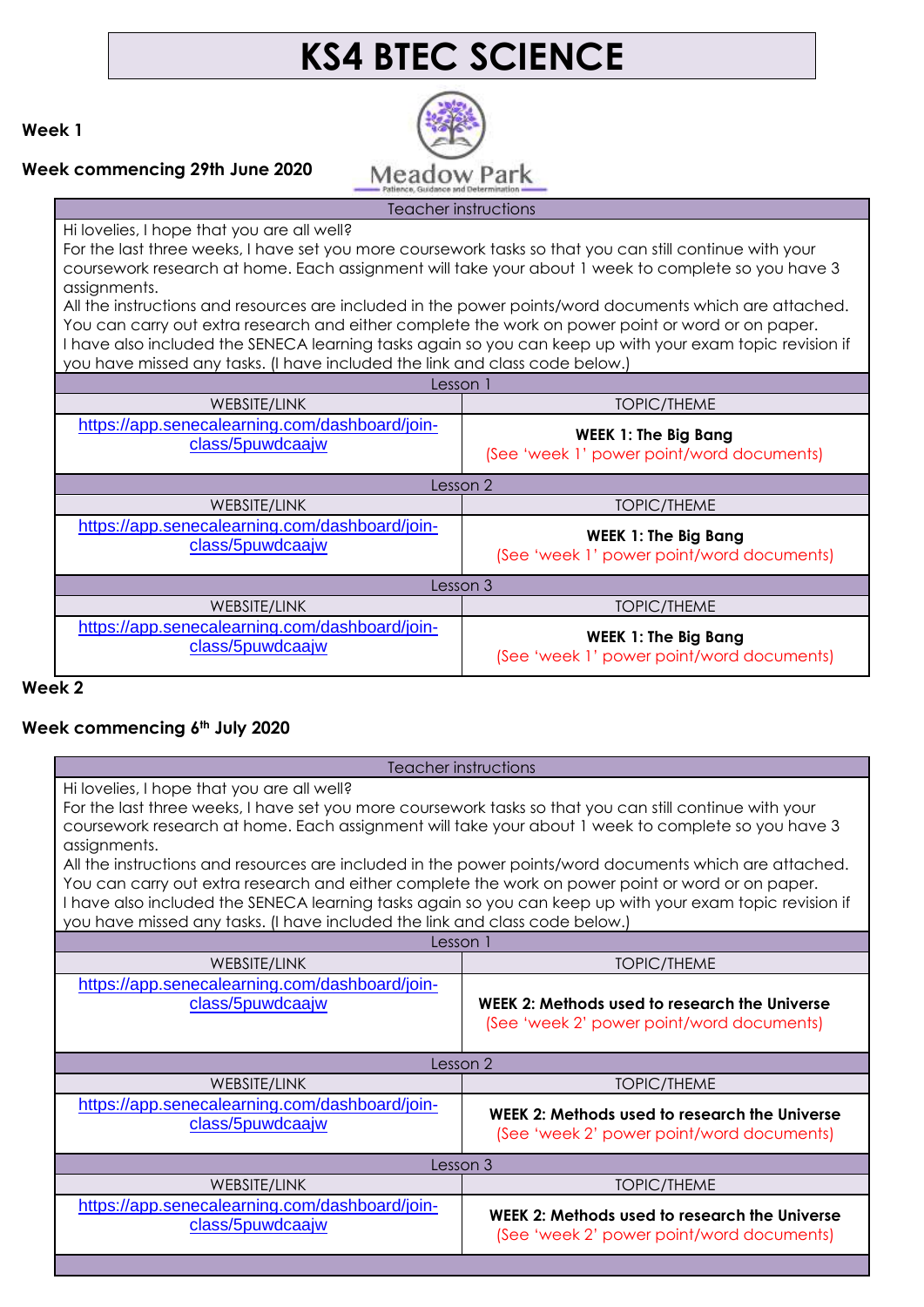# KS4 BTEC SCIENCE

**Week 1**

**Week commencing 29th June 2020**

Meadow Park
Patience, Guidance and Determination

| Teacher instructions | |
|---|---|
| Hi lovelies, I hope that you are all well?<br>For the last three weeks, I have set you more coursework tasks so that you can still continue with your coursework research at home. Each assignment will take your about 1 week to complete so you have 3 assignments.<br>All the instructions and resources are included in the power points/word documents which are attached. You can carry out extra research and either complete the work on power point or word or on paper.<br>I have also included the SENECA learning tasks again so you can keep up with your exam topic revision if you have missed any tasks. (I have included the link and class code below.) | |
| **Lesson 1** | |
| WEBSITE/LINK | TOPIC/THEME |
| https://app.senecalearning.com/dashboard/join-class/5puwdcaajw | **WEEK 1: The Big Bang**<br>(See 'week 1' power point/word documents) |
| **Lesson 2** | |
| WEBSITE/LINK | TOPIC/THEME |
| https://app.senecalearning.com/dashboard/join-class/5puwdcaajw | **WEEK 1: The Big Bang**<br>(See 'week 1' power point/word documents) |
| **Lesson 3** | |
| WEBSITE/LINK | TOPIC/THEME |
| https://app.senecalearning.com/dashboard/join-class/5puwdcaajw | **WEEK 1: The Big Bang**<br>(See 'week 1' power point/word documents) |

**Week 2**

**Week commencing 6th July 2020**

| Teacher instructions | |
|---|---|
| Hi lovelies, I hope that you are all well?<br>For the last three weeks, I have set you more coursework tasks so that you can still continue with your coursework research at home. Each assignment will take your about 1 week to complete so you have 3 assignments.<br>All the instructions and resources are included in the power points/word documents which are attached. You can carry out extra research and either complete the work on power point or word or on paper.<br>I have also included the SENECA learning tasks again so you can keep up with your exam topic revision if you have missed any tasks. (I have included the link and class code below.) | |
| **Lesson 1** | |
| WEBSITE/LINK | TOPIC/THEME |
| https://app.senecalearning.com/dashboard/join-class/5puwdcaajw | **WEEK 2: Methods used to research the Universe**<br>(See 'week 2' power point/word documents) |
| **Lesson 2** | |
| WEBSITE/LINK | TOPIC/THEME |
| https://app.senecalearning.com/dashboard/join-class/5puwdcaajw | **WEEK 2: Methods used to research the Universe**<br>(See 'week 2' power point/word documents) |
| **Lesson 3** | |
| WEBSITE/LINK | TOPIC/THEME |
| https://app.senecalearning.com/dashboard/join-class/5puwdcaajw | **WEEK 2: Methods used to research the Universe**<br>(See 'week 2' power point/word documents) |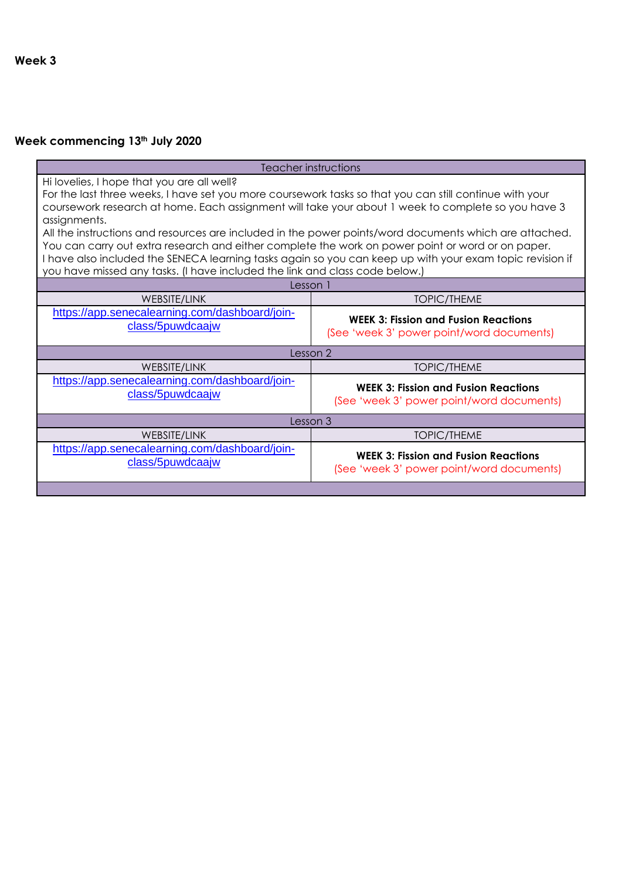**Week 3**

**Week commencing 13th July 2020**

| Teacher instructions | |
|---|---|
| Hi lovelies, I hope that you are all well?<br>For the last three weeks, I have set you more coursework tasks so that you can still continue with your coursework research at home. Each assignment will take your about 1 week to complete so you have 3 assignments.<br>All the instructions and resources are included in the power points/word documents which are attached. You can carry out extra research and either complete the work on power point or word or on paper.<br>I have also included the SENECA learning tasks again so you can keep up with your exam topic revision if you have missed any tasks. (I have included the link and class code below.) | |
| Lesson 1 | |
| WEBSITE/LINK | TOPIC/THEME |
| https://app.senecalearning.com/dashboard/join-class/5puwdcaajw | **WEEK 3: Fission and Fusion Reactions**<br>(See 'week 3' power point/word documents) |
| Lesson 2 | |
| WEBSITE/LINK | TOPIC/THEME |
| https://app.senecalearning.com/dashboard/join-class/5puwdcaajw | **WEEK 3: Fission and Fusion Reactions**<br>(See 'week 3' power point/word documents) |
| Lesson 3 | |
| WEBSITE/LINK | TOPIC/THEME |
| https://app.senecalearning.com/dashboard/join-class/5puwdcaajw | **WEEK 3: Fission and Fusion Reactions**<br>(See 'week 3' power point/word documents) |